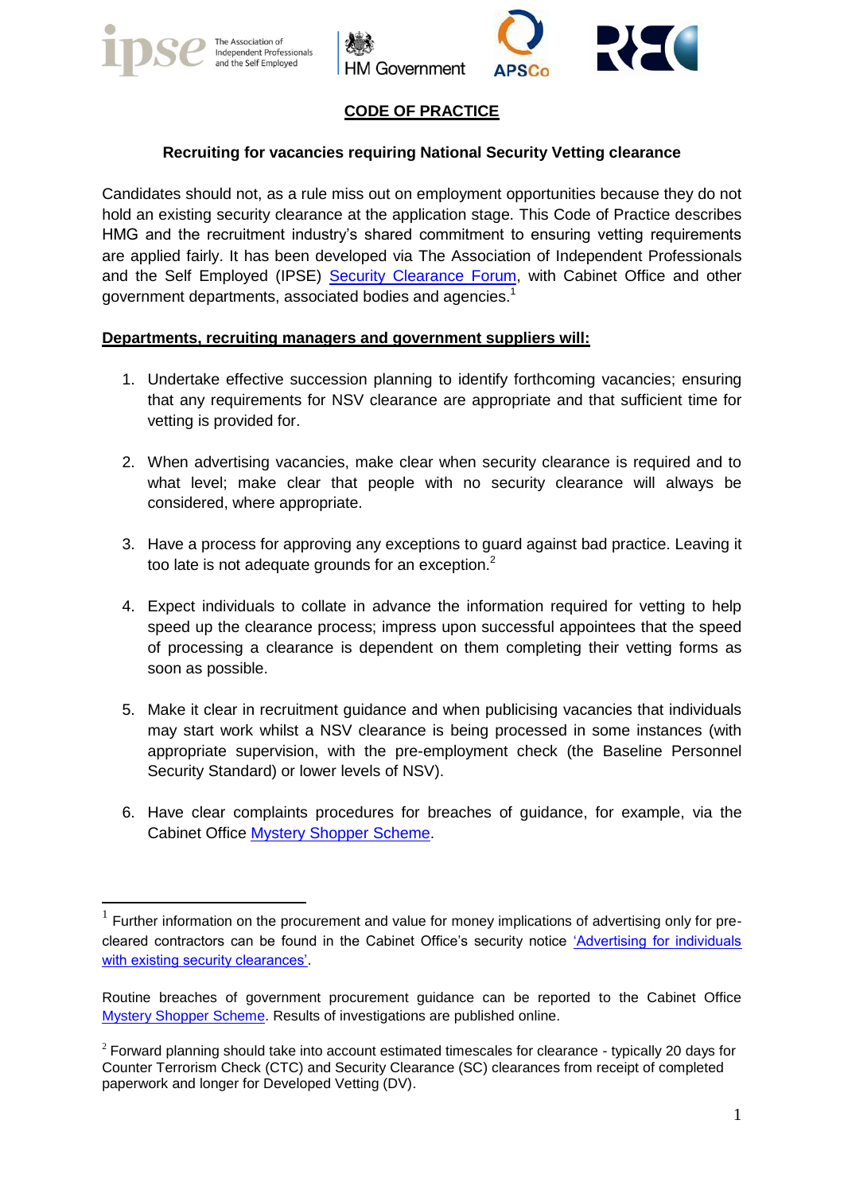# CODE OF PRACTICE

## Recruiting for vacancies requiring National Security Vetting clearance

Candidates should not, as a rule miss out on employment opportunities because they do not hold an existing security clearance at the application stage. This Code of Practice describes HMG and the recruitment industry's shared commitment to ensuring vetting requirements are applied fairly. It has been developed via The Association of Independent Professionals and the Self Employed (IPSE) Security Clearance Forum, with Cabinet Office and other government departments, associated bodies and agencies.[1]

**Departments, recruiting managers and government suppliers will:**

1. Undertake effective succession planning to identify forthcoming vacancies; ensuring that any requirements for NSV clearance are appropriate and that sufficient time for vetting is provided for.

2. When advertising vacancies, make clear when security clearance is required and to what level; make clear that people with no security clearance will always be considered, where appropriate.

3. Have a process for approving any exceptions to guard against bad practice. Leaving it too late is not adequate grounds for an exception.[2]

4. Expect individuals to collate in advance the information required for vetting to help speed up the clearance process; impress upon successful appointees that the speed of processing a clearance is dependent on them completing their vetting forms as soon as possible.

5. Make it clear in recruitment guidance and when publicising vacancies that individuals may start work whilst a NSV clearance is being processed in some instances (with appropriate supervision, with the pre-employment check (the Baseline Personnel Security Standard) or lower levels of NSV).

6. Have clear complaints procedures for breaches of guidance, for example, via the Cabinet Office Mystery Shopper Scheme.

---

[1] Further information on the procurement and value for money implications of advertising only for pre-cleared contractors can be found in the Cabinet Office's security notice 'Advertising for individuals with existing security clearances'.

Routine breaches of government procurement guidance can be reported to the Cabinet Office Mystery Shopper Scheme. Results of investigations are published online.

[2] Forward planning should take into account estimated timescales for clearance - typically 20 days for Counter Terrorism Check (CTC) and Security Clearance (SC) clearances from receipt of completed paperwork and longer for Developed Vetting (DV).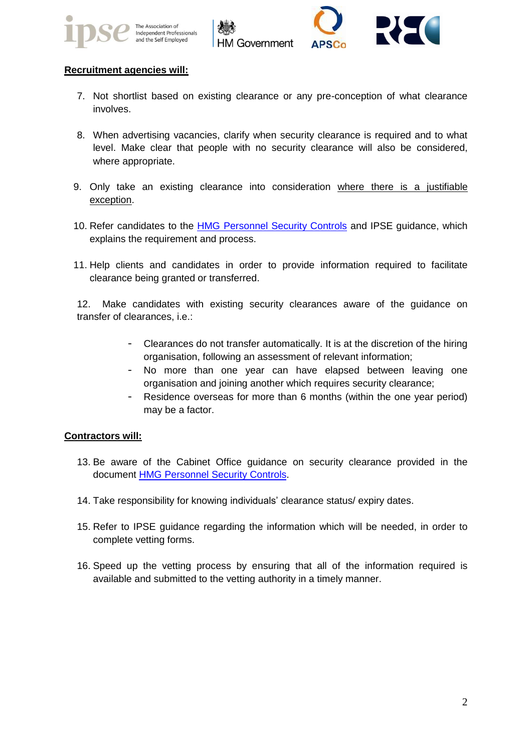**Recruitment agencies will:**

7. Not shortlist based on existing clearance or any pre-conception of what clearance involves.

8. When advertising vacancies, clarify when security clearance is required and to what level. Make clear that people with no security clearance will also be considered, where appropriate.

9. Only take an existing clearance into consideration where there is a justifiable exception.

10. Refer candidates to the HMG Personnel Security Controls and IPSE guidance, which explains the requirement and process.

11. Help clients and candidates in order to provide information required to facilitate clearance being granted or transferred.

12. Make candidates with existing security clearances aware of the guidance on transfer of clearances, i.e.:

    - Clearances do not transfer automatically. It is at the discretion of the hiring organisation, following an assessment of relevant information;
    - No more than one year can have elapsed between leaving one organisation and joining another which requires security clearance;
    - Residence overseas for more than 6 months (within the one year period) may be a factor.

**Contractors will:**

13. Be aware of the Cabinet Office guidance on security clearance provided in the document HMG Personnel Security Controls.

14. Take responsibility for knowing individuals' clearance status/ expiry dates.

15. Refer to IPSE guidance regarding the information which will be needed, in order to complete vetting forms.

16. Speed up the vetting process by ensuring that all of the information required is available and submitted to the vetting authority in a timely manner.